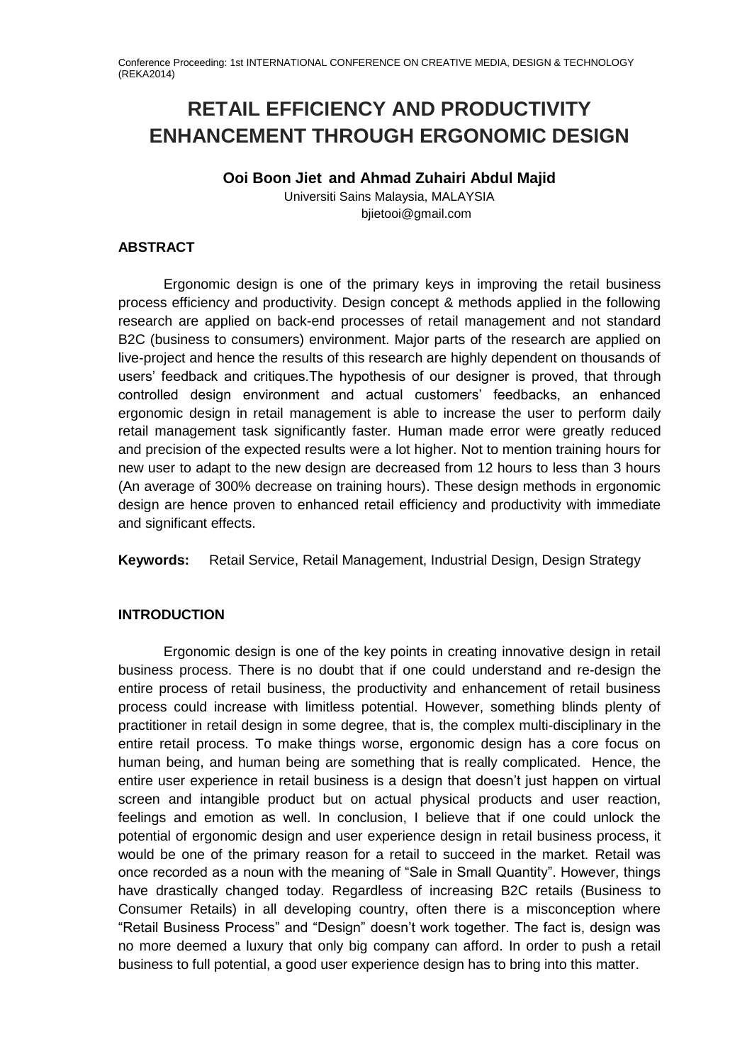# RETAIL EFFICIENCY AND PRODUCTIVITY ENHANCEMENT THROUGH ERGONOMIC DESIGN

**Ooi Boon Jiet and Ahmad Zuhairi Abdul Majid**

Universiti Sains Malaysia, MALAYSIA

bjietooi@gmail.com

## ABSTRACT

Ergonomic design is one of the primary keys in improving the retail business process efficiency and productivity. Design concept & methods applied in the following research are applied on back-end processes of retail management and not standard B2C (business to consumers) environment. Major parts of the research are applied on live-project and hence the results of this research are highly dependent on thousands of users' feedback and critiques.The hypothesis of our designer is proved, that through controlled design environment and actual customers' feedbacks, an enhanced ergonomic design in retail management is able to increase the user to perform daily retail management task significantly faster. Human made error were greatly reduced and precision of the expected results were a lot higher. Not to mention training hours for new user to adapt to the new design are decreased from 12 hours to less than 3 hours (An average of 300% decrease on training hours). These design methods in ergonomic design are hence proven to enhanced retail efficiency and productivity with immediate and significant effects.

**Keywords:** Retail Service, Retail Management, Industrial Design, Design Strategy

## INTRODUCTION

Ergonomic design is one of the key points in creating innovative design in retail business process. There is no doubt that if one could understand and re-design the entire process of retail business, the productivity and enhancement of retail business process could increase with limitless potential. However, something blinds plenty of practitioner in retail design in some degree, that is, the complex multi-disciplinary in the entire retail process. To make things worse, ergonomic design has a core focus on human being, and human being are something that is really complicated. Hence, the entire user experience in retail business is a design that doesn't just happen on virtual screen and intangible product but on actual physical products and user reaction, feelings and emotion as well. In conclusion, I believe that if one could unlock the potential of ergonomic design and user experience design in retail business process, it would be one of the primary reason for a retail to succeed in the market. Retail was once recorded as a noun with the meaning of "Sale in Small Quantity". However, things have drastically changed today. Regardless of increasing B2C retails (Business to Consumer Retails) in all developing country, often there is a misconception where "Retail Business Process" and "Design" doesn't work together. The fact is, design was no more deemed a luxury that only big company can afford. In order to push a retail business to full potential, a good user experience design has to bring into this matter.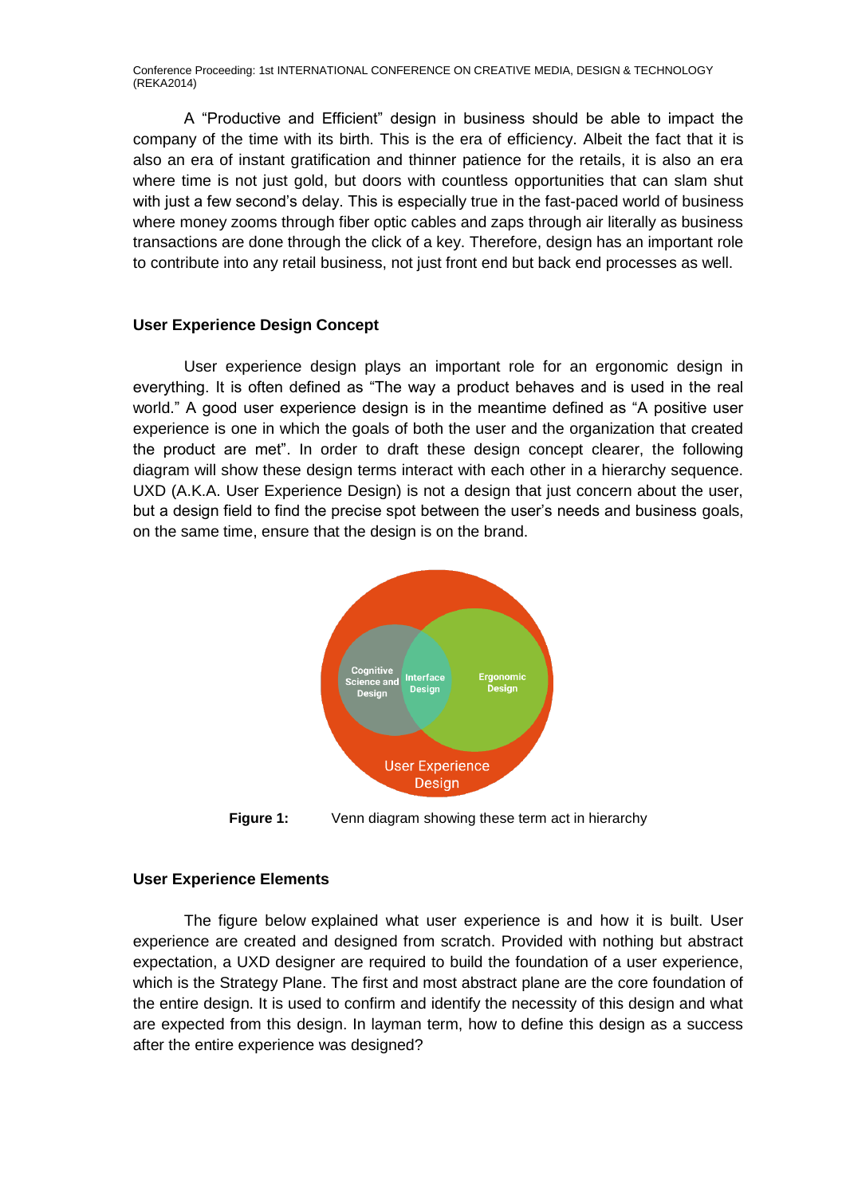A "Productive and Efficient" design in business should be able to impact the company of the time with its birth. This is the era of efficiency. Albeit the fact that it is also an era of instant gratification and thinner patience for the retails, it is also an era where time is not just gold, but doors with countless opportunities that can slam shut with just a few second's delay. This is especially true in the fast-paced world of business where money zooms through fiber optic cables and zaps through air literally as business transactions are done through the click of a key. Therefore, design has an important role to contribute into any retail business, not just front end but back end processes as well.

## User Experience Design Concept

User experience design plays an important role for an ergonomic design in everything. It is often defined as "The way a product behaves and is used in the real world." A good user experience design is in the meantime defined as "A positive user experience is one in which the goals of both the user and the organization that created the product are met". In order to draft these design concept clearer, the following diagram will show these design terms interact with each other in a hierarchy sequence. UXD (A.K.A. User Experience Design) is not a design that just concern about the user, but a design field to find the precise spot between the user's needs and business goals, on the same time, ensure that the design is on the brand.

**Figure 1:** Venn diagram showing these term act in hierarchy

## User Experience Elements

The figure below explained what user experience is and how it is built. User experience are created and designed from scratch. Provided with nothing but abstract expectation, a UXD designer are required to build the foundation of a user experience, which is the Strategy Plane. The first and most abstract plane are the core foundation of the entire design. It is used to confirm and identify the necessity of this design and what are expected from this design. In layman term, how to define this design as a success after the entire experience was designed?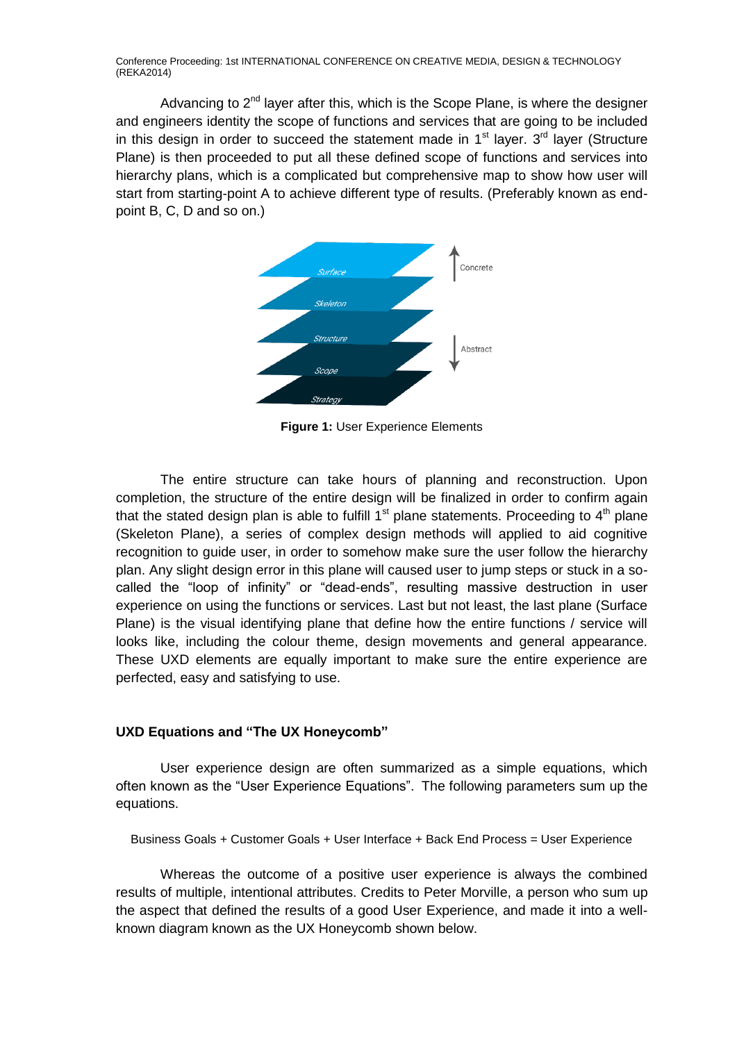Advancing to 2nd layer after this, which is the Scope Plane, is where the designer and engineers identity the scope of functions and services that are going to be included in this design in order to succeed the statement made in 1st layer. 3rd layer (Structure Plane) is then proceeded to put all these defined scope of functions and services into hierarchy plans, which is a complicated but comprehensive map to show how user will start from starting-point A to achieve different type of results. (Preferably known as end-point B, C, D and so on.)

Surface

Skeleton

Structure

Scope

Strategy

Concrete

Abstract

**Figure 1:** User Experience Elements

The entire structure can take hours of planning and reconstruction. Upon completion, the structure of the entire design will be finalized in order to confirm again that the stated design plan is able to fulfill 1st plane statements. Proceeding to 4th plane (Skeleton Plane), a series of complex design methods will applied to aid cognitive recognition to guide user, in order to somehow make sure the user follow the hierarchy plan. Any slight design error in this plane will caused user to jump steps or stuck in a so-called the “loop of infinity” or “dead-ends”, resulting massive destruction in user experience on using the functions or services. Last but not least, the last plane (Surface Plane) is the visual identifying plane that define how the entire functions / service will looks like, including the colour theme, design movements and general appearance. These UXD elements are equally important to make sure the entire experience are perfected, easy and satisfying to use.

## UXD Equations and “The UX Honeycomb”

User experience design are often summarized as a simple equations, which often known as the “User Experience Equations”. The following parameters sum up the equations.

Business Goals + Customer Goals + User Interface + Back End Process = User Experience

Whereas the outcome of a positive user experience is always the combined results of multiple, intentional attributes. Credits to Peter Morville, a person who sum up the aspect that defined the results of a good User Experience, and made it into a well-known diagram known as the UX Honeycomb shown below.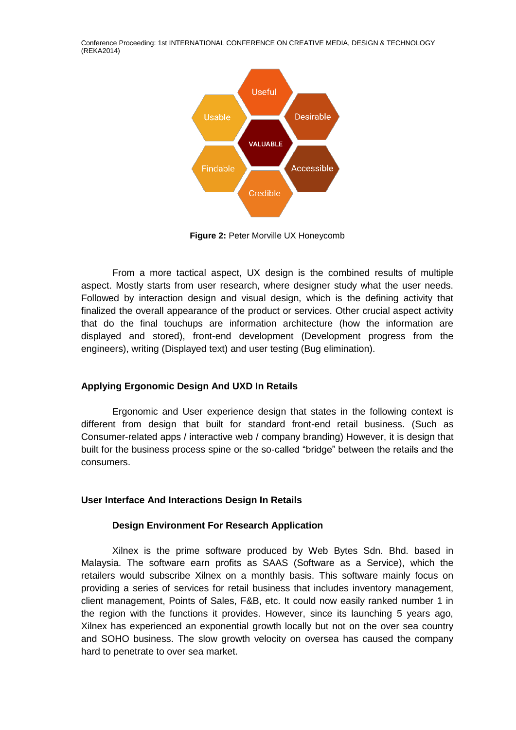**Figure 2:** Peter Morville UX Honeycomb

From a more tactical aspect, UX design is the combined results of multiple aspect. Mostly starts from user research, where designer study what the user needs. Followed by interaction design and visual design, which is the defining activity that finalized the overall appearance of the product or services. Other crucial aspect activity that do the final touchups are information architecture (how the information are displayed and stored), front-end development (Development progress from the engineers), writing (Displayed text) and user testing (Bug elimination).

## Applying Ergonomic Design And UXD In Retails

Ergonomic and User experience design that states in the following context is different from design that built for standard front-end retail business. (Such as Consumer-related apps / interactive web / company branding) However, it is design that built for the business process spine or the so-called “bridge” between the retails and the consumers.

## User Interface And Interactions Design In Retails

### Design Environment For Research Application

Xilnex is the prime software produced by Web Bytes Sdn. Bhd. based in Malaysia. The software earn profits as SAAS (Software as a Service), which the retailers would subscribe Xilnex on a monthly basis. This software mainly focus on providing a series of services for retail business that includes inventory management, client management, Points of Sales, F&B, etc. It could now easily ranked number 1 in the region with the functions it provides. However, since its launching 5 years ago, Xilnex has experienced an exponential growth locally but not on the over sea country and SOHO business. The slow growth velocity on oversea has caused the company hard to penetrate to over sea market.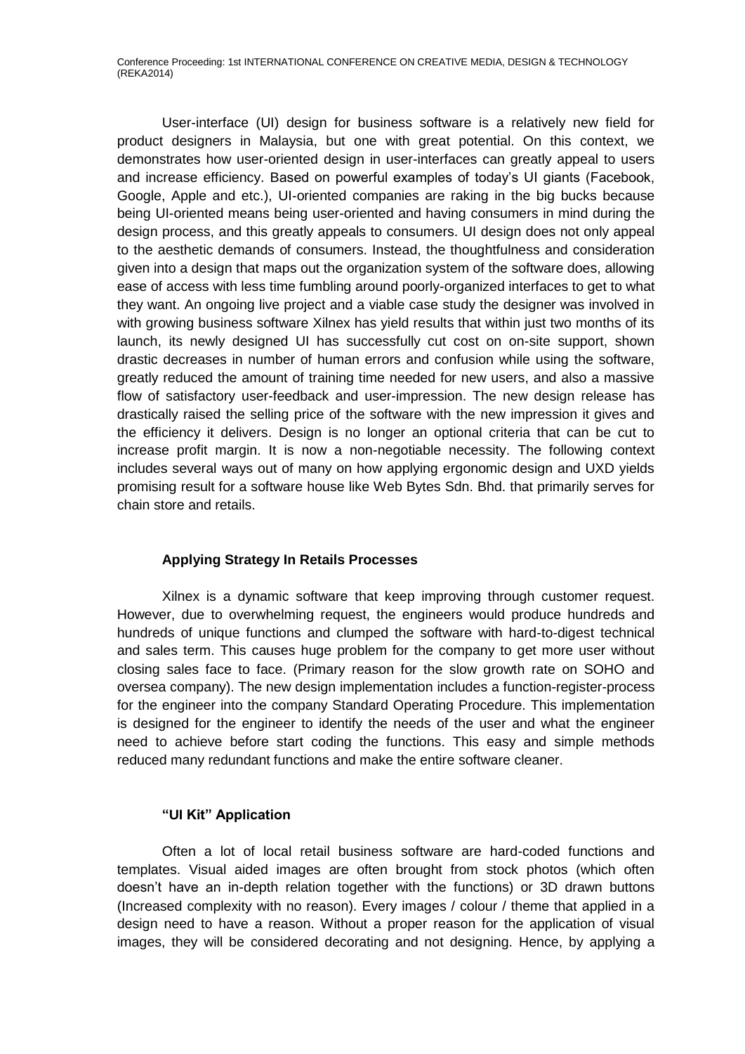User-interface (UI) design for business software is a relatively new field for product designers in Malaysia, but one with great potential. On this context, we demonstrates how user-oriented design in user-interfaces can greatly appeal to users and increase efficiency. Based on powerful examples of today's UI giants (Facebook, Google, Apple and etc.), UI-oriented companies are raking in the big bucks because being UI-oriented means being user-oriented and having consumers in mind during the design process, and this greatly appeals to consumers. UI design does not only appeal to the aesthetic demands of consumers. Instead, the thoughtfulness and consideration given into a design that maps out the organization system of the software does, allowing ease of access with less time fumbling around poorly-organized interfaces to get to what they want. An ongoing live project and a viable case study the designer was involved in with growing business software Xilnex has yield results that within just two months of its launch, its newly designed UI has successfully cut cost on on-site support, shown drastic decreases in number of human errors and confusion while using the software, greatly reduced the amount of training time needed for new users, and also a massive flow of satisfactory user-feedback and user-impression. The new design release has drastically raised the selling price of the software with the new impression it gives and the efficiency it delivers. Design is no longer an optional criteria that can be cut to increase profit margin. It is now a non-negotiable necessity. The following context includes several ways out of many on how applying ergonomic design and UXD yields promising result for a software house like Web Bytes Sdn. Bhd. that primarily serves for chain store and retails.

### Applying Strategy In Retails Processes

Xilnex is a dynamic software that keep improving through customer request. However, due to overwhelming request, the engineers would produce hundreds and hundreds of unique functions and clumped the software with hard-to-digest technical and sales term. This causes huge problem for the company to get more user without closing sales face to face. (Primary reason for the slow growth rate on SOHO and oversea company). The new design implementation includes a function-register-process for the engineer into the company Standard Operating Procedure. This implementation is designed for the engineer to identify the needs of the user and what the engineer need to achieve before start coding the functions. This easy and simple methods reduced many redundant functions and make the entire software cleaner.

### "UI Kit" Application

Often a lot of local retail business software are hard-coded functions and templates. Visual aided images are often brought from stock photos (which often doesn't have an in-depth relation together with the functions) or 3D drawn buttons (Increased complexity with no reason). Every images / colour / theme that applied in a design need to have a reason. Without a proper reason for the application of visual images, they will be considered decorating and not designing. Hence, by applying a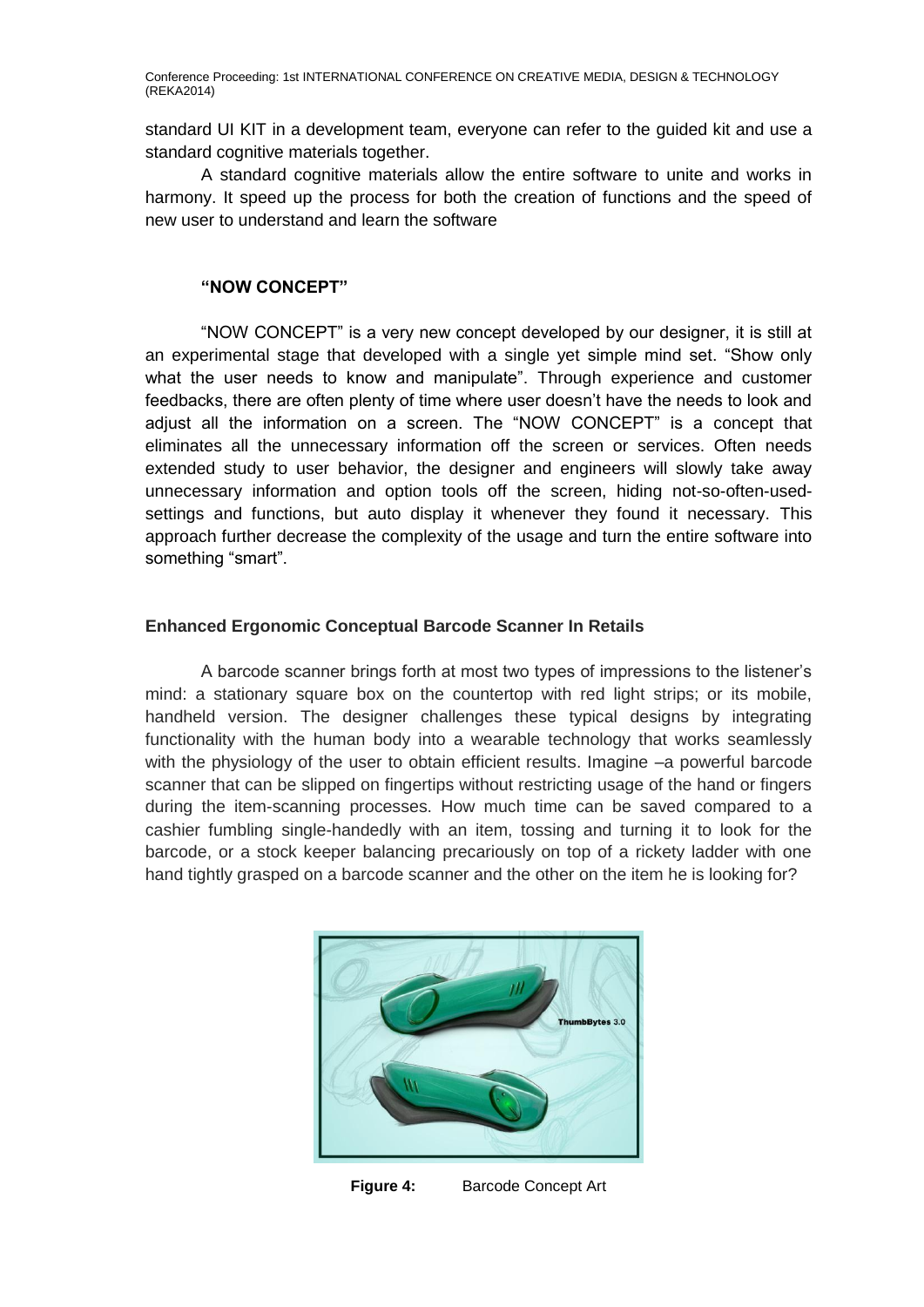standard UI KIT in a development team, everyone can refer to the guided kit and use a standard cognitive materials together.

A standard cognitive materials allow the entire software to unite and works in harmony. It speed up the process for both the creation of functions and the speed of new user to understand and learn the software

### "NOW CONCEPT"

"NOW CONCEPT" is a very new concept developed by our designer, it is still at an experimental stage that developed with a single yet simple mind set. "Show only what the user needs to know and manipulate". Through experience and customer feedbacks, there are often plenty of time where user doesn't have the needs to look and adjust all the information on a screen. The "NOW CONCEPT" is a concept that eliminates all the unnecessary information off the screen or services. Often needs extended study to user behavior, the designer and engineers will slowly take away unnecessary information and option tools off the screen, hiding not-so-often-used-settings and functions, but auto display it whenever they found it necessary. This approach further decrease the complexity of the usage and turn the entire software into something "smart".

### Enhanced Ergonomic Conceptual Barcode Scanner In Retails

A barcode scanner brings forth at most two types of impressions to the listener's mind: a stationary square box on the countertop with red light strips; or its mobile, handheld version. The designer challenges these typical designs by integrating functionality with the human body into a wearable technology that works seamlessly with the physiology of the user to obtain efficient results. Imagine –a powerful barcode scanner that can be slipped on fingertips without restricting usage of the hand or fingers during the item-scanning processes. How much time can be saved compared to a cashier fumbling single-handedly with an item, tossing and turning it to look for the barcode, or a stock keeper balancing precariously on top of a rickety ladder with one hand tightly grasped on a barcode scanner and the other on the item he is looking for?

**Figure 4:** Barcode Concept Art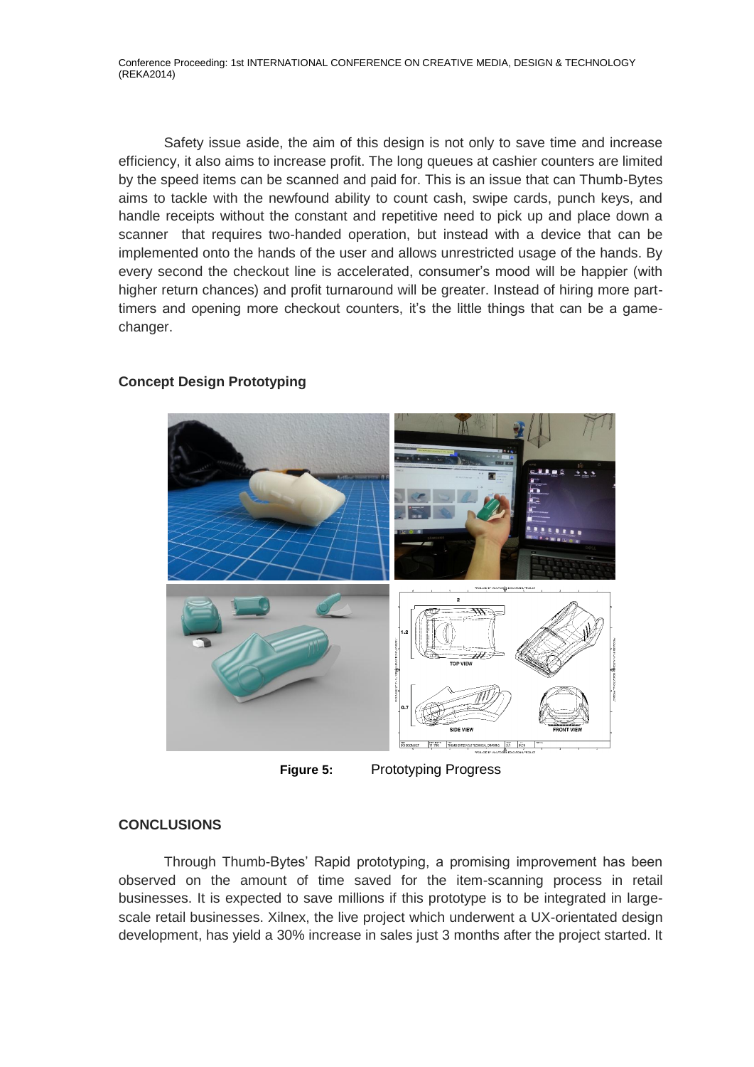Safety issue aside, the aim of this design is not only to save time and increase efficiency, it also aims to increase profit. The long queues at cashier counters are limited by the speed items can be scanned and paid for. This is an issue that can Thumb-Bytes aims to tackle with the newfound ability to count cash, swipe cards, punch keys, and handle receipts without the constant and repetitive need to pick up and place down a scanner that requires two-handed operation, but instead with a device that can be implemented onto the hands of the user and allows unrestricted usage of the hands. By every second the checkout line is accelerated, consumer's mood will be happier (with higher return chances) and profit turnaround will be greater. Instead of hiring more part-timers and opening more checkout counters, it's the little things that can be a game-changer.

**Concept Design Prototyping**

**Figure 5:** Prototyping Progress

**CONCLUSIONS**

Through Thumb-Bytes' Rapid prototyping, a promising improvement has been observed on the amount of time saved for the item-scanning process in retail businesses. It is expected to save millions if this prototype is to be integrated in large-scale retail businesses. Xilnex, the live project which underwent a UX-orientated design development, has yield a 30% increase in sales just 3 months after the project started. It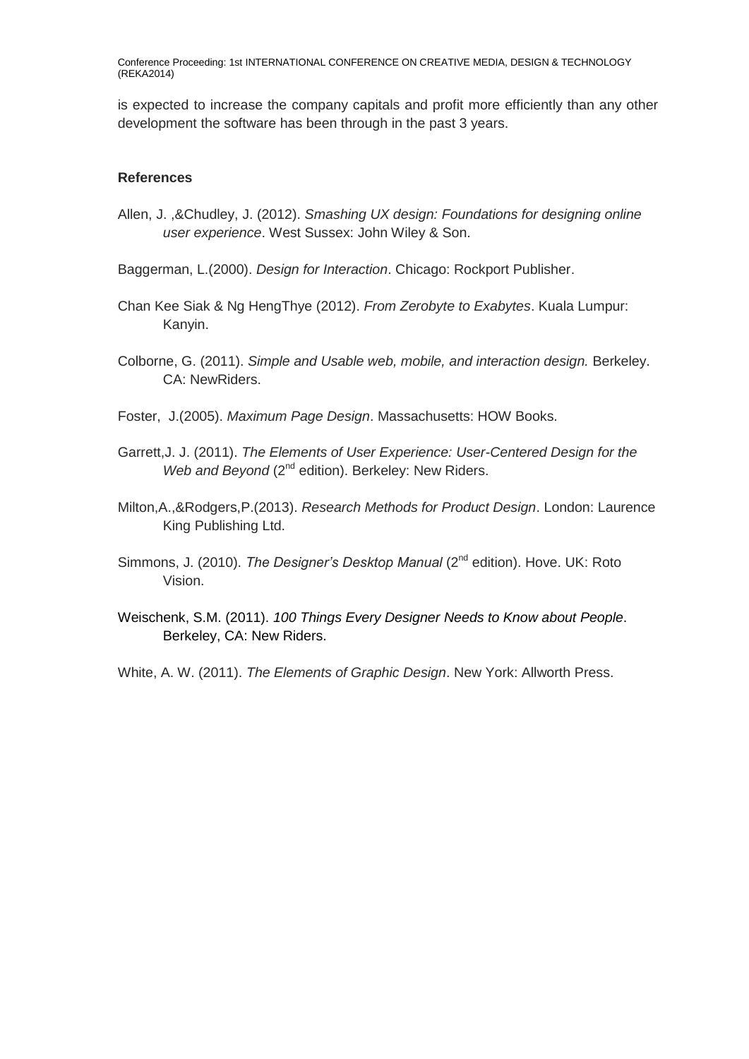is expected to increase the company capitals and profit more efficiently than any other development the software has been through in the past 3 years.

**References**

Allen, J. ,&Chudley, J. (2012). *Smashing UX design: Foundations for designing online user experience*. West Sussex: John Wiley & Son.

Baggerman, L.(2000). *Design for Interaction*. Chicago: Rockport Publisher.

Chan Kee Siak & Ng HengThye (2012). *From Zerobyte to Exabytes*. Kuala Lumpur: Kanyin.

Colborne, G. (2011). *Simple and Usable web, mobile, and interaction design.* Berkeley. CA: NewRiders.

Foster, J.(2005). *Maximum Page Design*. Massachusetts: HOW Books.

Garrett,J. J. (2011). *The Elements of User Experience: User-Centered Design for the Web and Beyond* (2nd edition). Berkeley: New Riders.

Milton,A.,&Rodgers,P.(2013). *Research Methods for Product Design*. London: Laurence King Publishing Ltd.

Simmons, J. (2010). *The Designer's Desktop Manual* (2nd edition). Hove. UK: Roto Vision.

Weischenk, S.M. (2011). *100 Things Every Designer Needs to Know about People*. Berkeley, CA: New Riders.

White, A. W. (2011). *The Elements of Graphic Design*. New York: Allworth Press.